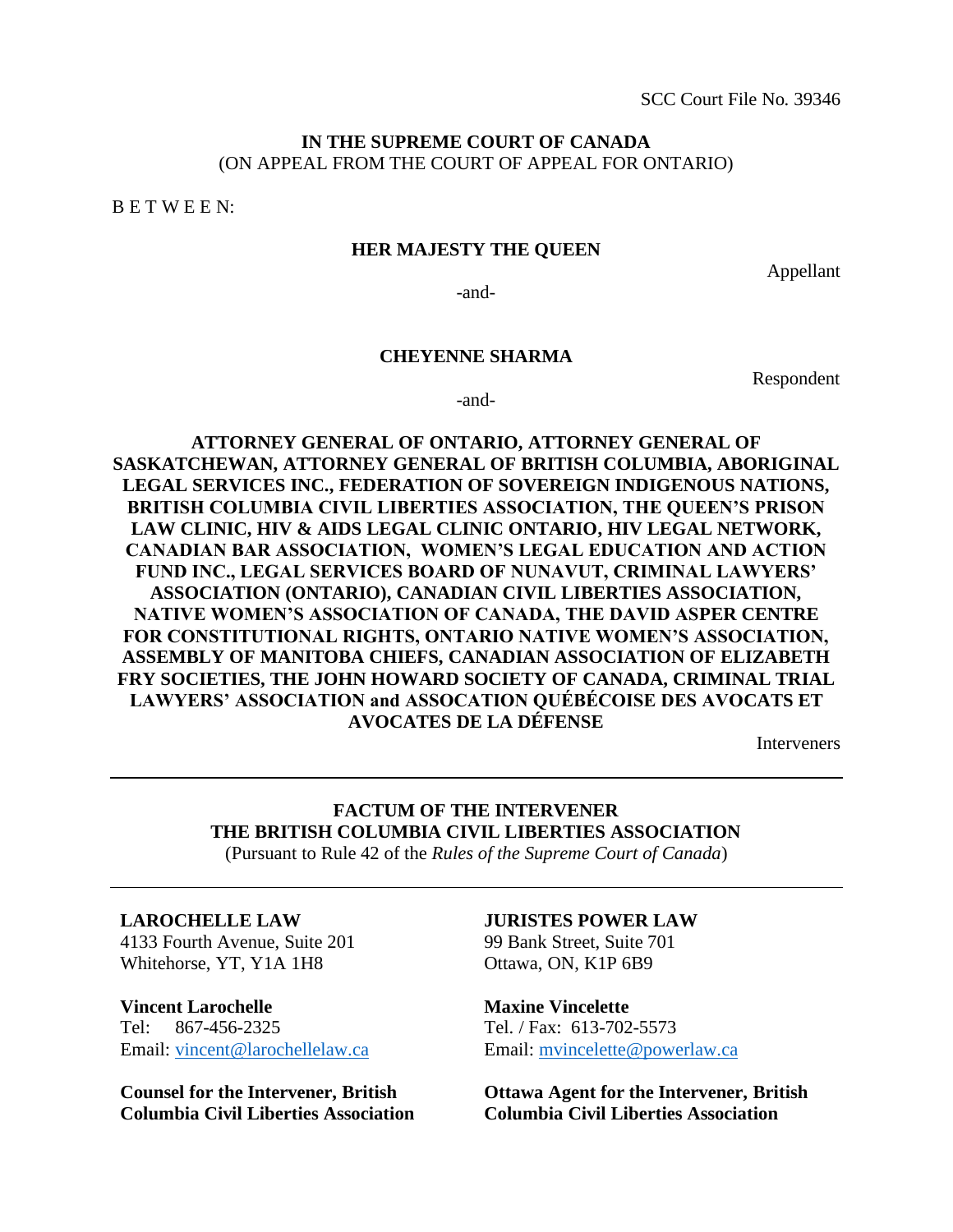SCC Court File No. 39346

**IN THE SUPREME COURT OF CANADA**
(ON APPEAL FROM THE COURT OF APPEAL FOR ONTARIO)

B E T W E E N:

**HER MAJESTY THE QUEEN**

Appellant

-and-

**CHEYENNE SHARMA**

Respondent

-and-

**ATTORNEY GENERAL OF ONTARIO, ATTORNEY GENERAL OF SASKATCHEWAN, ATTORNEY GENERAL OF BRITISH COLUMBIA, ABORIGINAL LEGAL SERVICES INC., FEDERATION OF SOVEREIGN INDIGENOUS NATIONS, BRITISH COLUMBIA CIVIL LIBERTIES ASSOCIATION, THE QUEEN'S PRISON LAW CLINIC, HIV & AIDS LEGAL CLINIC ONTARIO, HIV LEGAL NETWORK, CANADIAN BAR ASSOCIATION, WOMEN'S LEGAL EDUCATION AND ACTION FUND INC., LEGAL SERVICES BOARD OF NUNAVUT, CRIMINAL LAWYERS' ASSOCIATION (ONTARIO), CANADIAN CIVIL LIBERTIES ASSOCIATION, NATIVE WOMEN'S ASSOCIATION OF CANADA, THE DAVID ASPER CENTRE FOR CONSTITUTIONAL RIGHTS, ONTARIO NATIVE WOMEN'S ASSOCIATION, ASSEMBLY OF MANITOBA CHIEFS, CANADIAN ASSOCIATION OF ELIZABETH FRY SOCIETIES, THE JOHN HOWARD SOCIETY OF CANADA, CRIMINAL TRIAL LAWYERS' ASSOCIATION and ASSOCATION QUÉBÉCOISE DES AVOCATS ET AVOCATES DE LA DÉFENSE**

Interveners

---

**FACTUM OF THE INTERVENER**
**THE BRITISH COLUMBIA CIVIL LIBERTIES ASSOCIATION**
(Pursuant to Rule 42 of the *Rules of the Supreme Court of Canada*)

---

**LAROCHELLE LAW**
4133 Fourth Avenue, Suite 201
Whitehorse, YT, Y1A 1H8

**Vincent Larochelle**
Tel: 867-456-2325
Email: vincent@larochellelaw.ca

**Counsel for the Intervener, British Columbia Civil Liberties Association**

**JURISTES POWER LAW**
99 Bank Street, Suite 701
Ottawa, ON, K1P 6B9

**Maxine Vincelette**
Tel. / Fax: 613-702-5573
Email: mvincelette@powerlaw.ca

**Ottawa Agent for the Intervener, British Columbia Civil Liberties Association**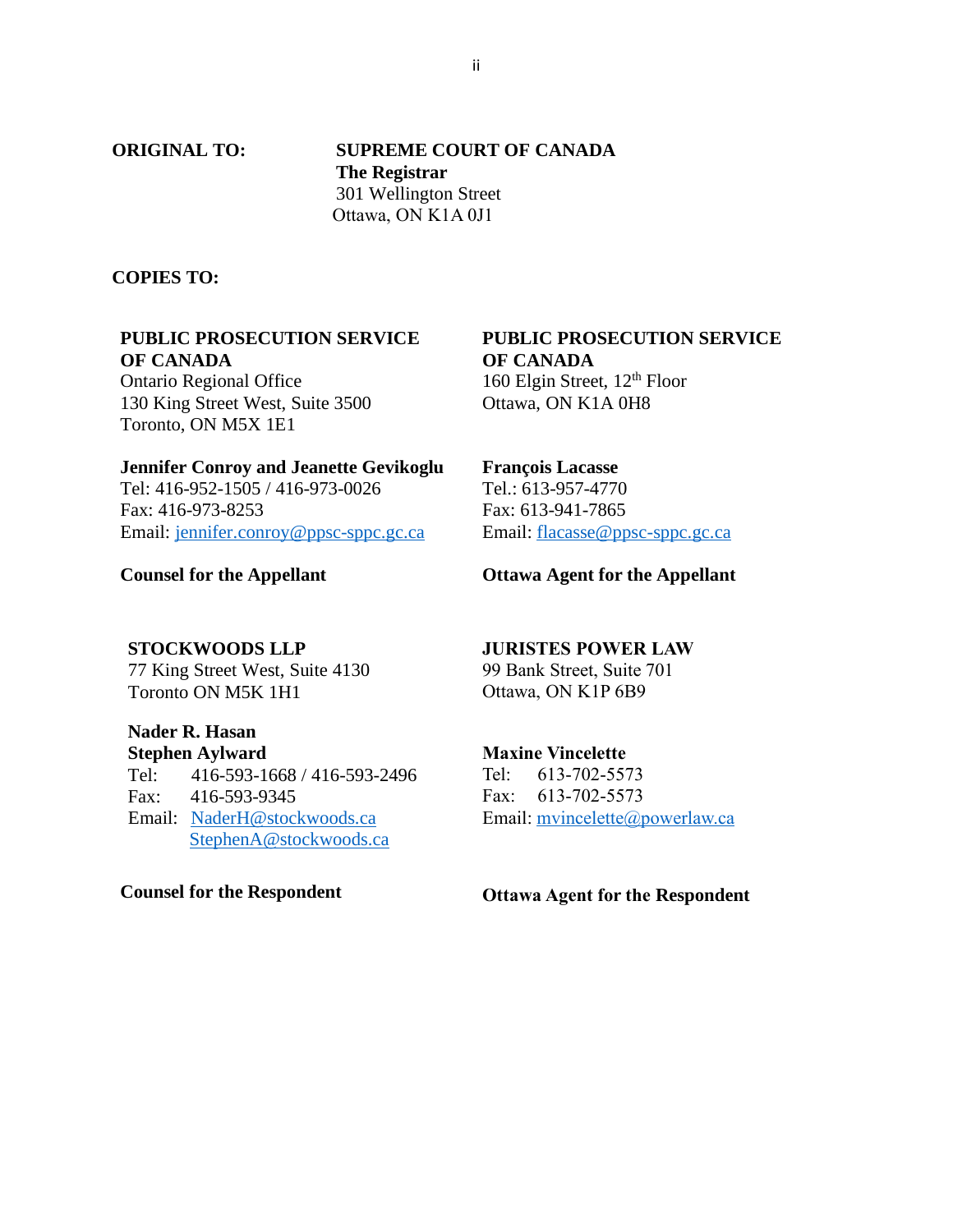**ORIGINAL TO:** **SUPREME COURT OF CANADA**
**The Registrar**
301 Wellington Street
Ottawa, ON K1A 0J1

**COPIES TO:**

**PUBLIC PROSECUTION SERVICE OF CANADA**
Ontario Regional Office
130 King Street West, Suite 3500
Toronto, ON M5X 1E1

**Jennifer Conroy and Jeanette Gevikoglu**
Tel: 416-952-1505 / 416-973-0026
Fax: 416-973-8253
Email: jennifer.conroy@ppsc-sppc.gc.ca

**Counsel for the Appellant**

**PUBLIC PROSECUTION SERVICE OF CANADA**
160 Elgin Street, 12th Floor
Ottawa, ON K1A 0H8

**François Lacasse**
Tel.: 613-957-4770
Fax: 613-941-7865
Email: flacasse@ppsc-sppc.gc.ca

**Ottawa Agent for the Appellant**

**STOCKWOODS LLP**
77 King Street West, Suite 4130
Toronto ON M5K 1H1

**Nader R. Hasan**
**Stephen Aylward**
Tel: 416-593-1668 / 416-593-2496
Fax: 416-593-9345
Email: NaderH@stockwoods.ca
StephenA@stockwoods.ca

**Counsel for the Respondent**

**JURISTES POWER LAW**
99 Bank Street, Suite 701
Ottawa, ON K1P 6B9

**Maxine Vincelette**
Tel: 613-702-5573
Fax: 613-702-5573
Email: mvincelette@powerlaw.ca

**Ottawa Agent for the Respondent**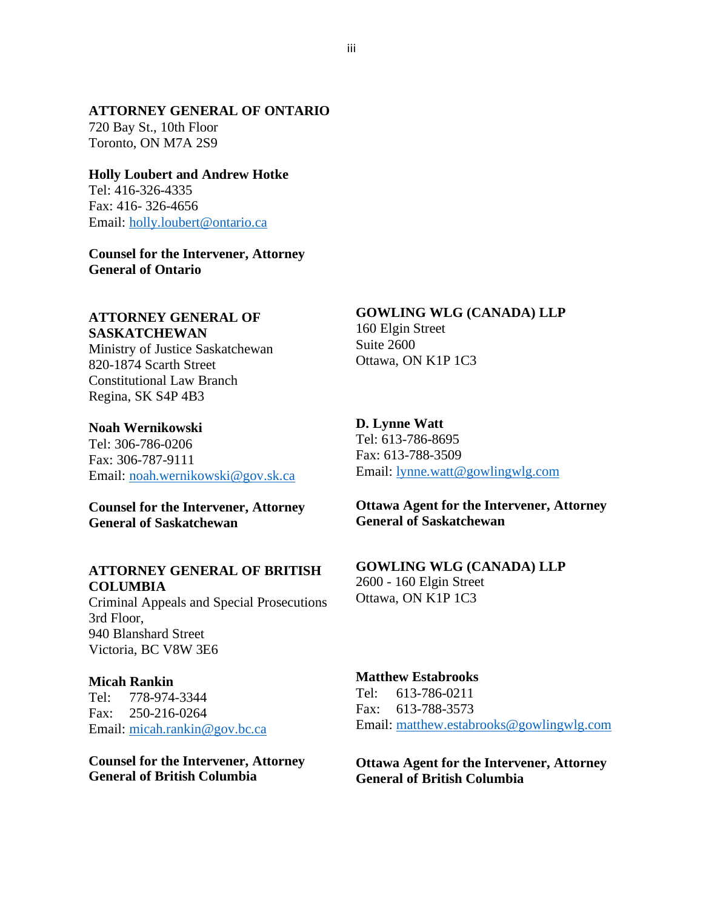**ATTORNEY GENERAL OF ONTARIO**
720 Bay St., 10th Floor
Toronto, ON M7A 2S9

**Holly Loubert and Andrew Hotke**
Tel: 416-326-4335
Fax: 416- 326-4656
Email: holly.loubert@ontario.ca

**Counsel for the Intervener, Attorney General of Ontario**

**ATTORNEY GENERAL OF SASKATCHEWAN**
Ministry of Justice Saskatchewan
820-1874 Scarth Street
Constitutional Law Branch
Regina, SK S4P 4B3

**Noah Wernikowski**
Tel: 306-786-0206
Fax: 306-787-9111
Email: noah.wernikowski@gov.sk.ca

**Counsel for the Intervener, Attorney General of Saskatchewan**

**GOWLING WLG (CANADA) LLP**
160 Elgin Street
Suite 2600
Ottawa, ON K1P 1C3

**D. Lynne Watt**
Tel: 613-786-8695
Fax: 613-788-3509
Email: lynne.watt@gowlingwlg.com

**Ottawa Agent for the Intervener, Attorney General of Saskatchewan**

**ATTORNEY GENERAL OF BRITISH COLUMBIA**
Criminal Appeals and Special Prosecutions
3rd Floor,
940 Blanshard Street
Victoria, BC V8W 3E6

**Micah Rankin**
Tel: 778-974-3344
Fax: 250-216-0264
Email: micah.rankin@gov.bc.ca

**Counsel for the Intervener, Attorney General of British Columbia**

**GOWLING WLG (CANADA) LLP**
2600 - 160 Elgin Street
Ottawa, ON K1P 1C3

**Matthew Estabrooks**
Tel: 613-786-0211
Fax: 613-788-3573
Email: matthew.estabrooks@gowlingwlg.com

**Ottawa Agent for the Intervener, Attorney General of British Columbia**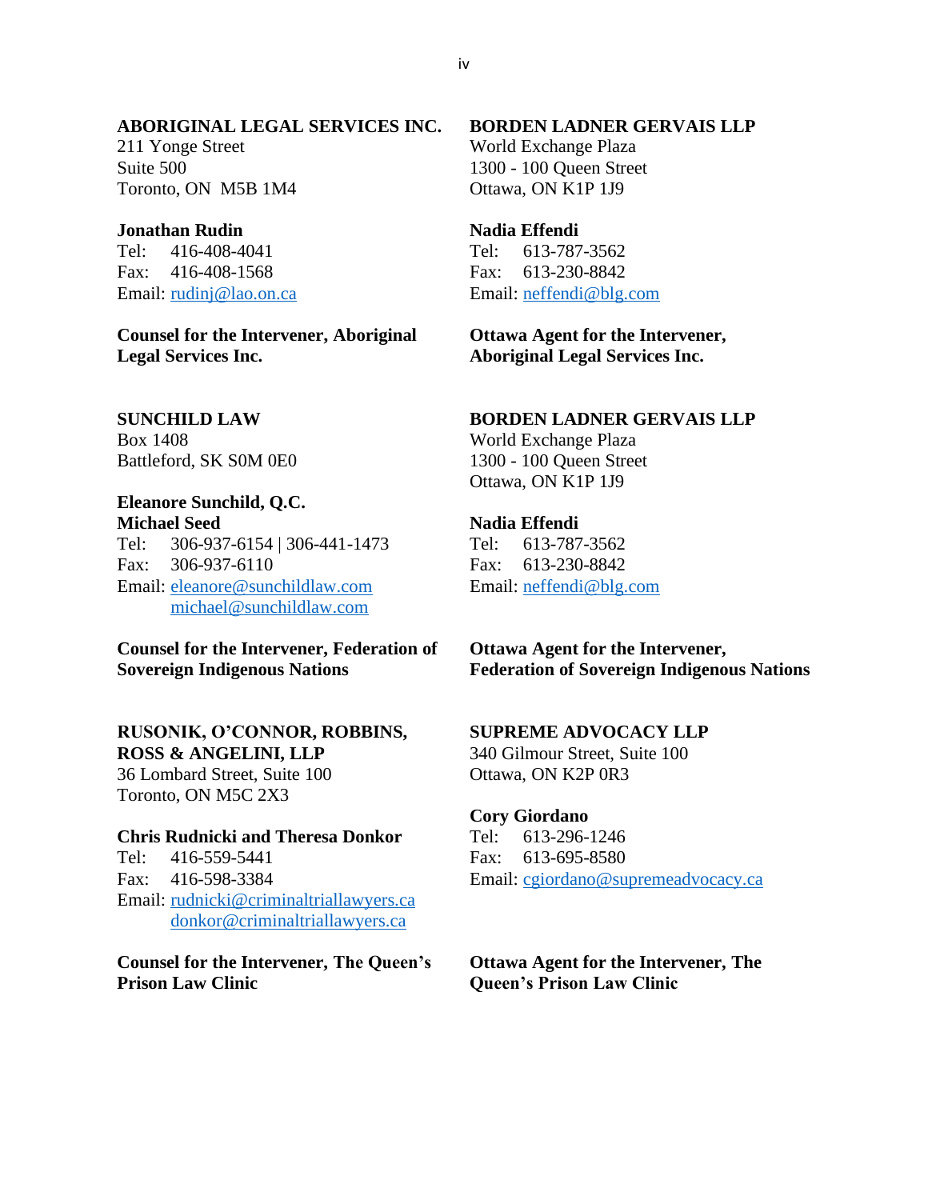**ABORIGINAL LEGAL SERVICES INC.**
211 Yonge Street
Suite 500
Toronto, ON  M5B 1M4

**Jonathan Rudin**
Tel: 416-408-4041
Fax: 416-408-1568
Email: rudinj@lao.on.ca

**Counsel for the Intervener, Aboriginal Legal Services Inc.**

**BORDEN LADNER GERVAIS LLP**
World Exchange Plaza
1300 - 100 Queen Street
Ottawa, ON K1P 1J9

**Nadia Effendi**
Tel: 613-787-3562
Fax: 613-230-8842
Email: neffendi@blg.com

**Ottawa Agent for the Intervener, Aboriginal Legal Services Inc.**

**SUNCHILD LAW**
Box 1408
Battleford, SK S0M 0E0

**Eleanore Sunchild, Q.C.**
**Michael Seed**
Tel: 306-937-6154 | 306-441-1473
Fax: 306-937-6110
Email: eleanore@sunchildlaw.com
michael@sunchildlaw.com

**Counsel for the Intervener, Federation of Sovereign Indigenous Nations**

**BORDEN LADNER GERVAIS LLP**
World Exchange Plaza
1300 - 100 Queen Street
Ottawa, ON K1P 1J9

**Nadia Effendi**
Tel: 613-787-3562
Fax: 613-230-8842
Email: neffendi@blg.com

**Ottawa Agent for the Intervener, Federation of Sovereign Indigenous Nations**

**RUSONIK, O'CONNOR, ROBBINS, ROSS & ANGELINI, LLP**
36 Lombard Street, Suite 100
Toronto, ON M5C 2X3

**Chris Rudnicki and Theresa Donkor**
Tel: 416-559-5441
Fax: 416-598-3384
Email: rudnicki@criminaltriallawyers.ca
donkor@criminaltriallawyers.ca

**Counsel for the Intervener, The Queen's Prison Law Clinic**

**SUPREME ADVOCACY LLP**
340 Gilmour Street, Suite 100
Ottawa, ON K2P 0R3

**Cory Giordano**
Tel: 613-296-1246
Fax: 613-695-8580
Email: cgiordano@supremeadvocacy.ca

**Ottawa Agent for the Intervener, The Queen's Prison Law Clinic**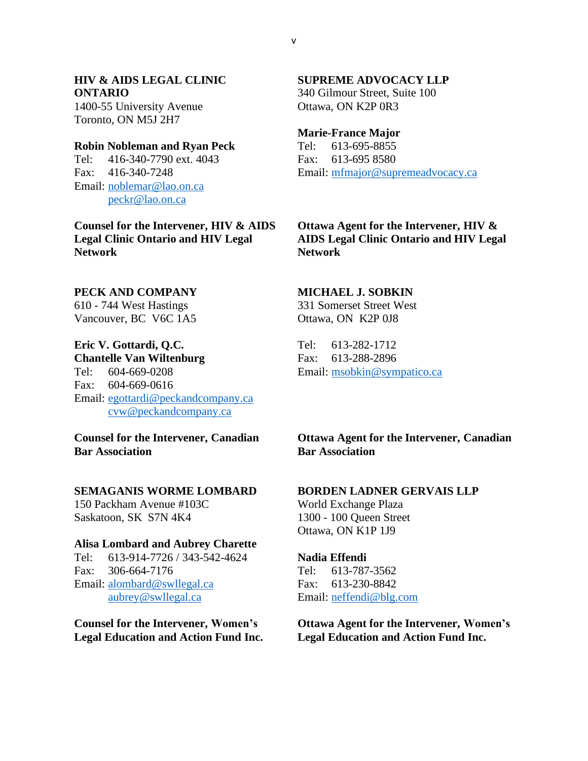**HIV & AIDS LEGAL CLINIC ONTARIO**
1400-55 University Avenue
Toronto, ON M5J 2H7

**Robin Nobleman and Ryan Peck**
Tel: 416-340-7790 ext. 4043
Fax: 416-340-7248
Email: noblemar@lao.on.ca
peckr@lao.on.ca

**Counsel for the Intervener, HIV & AIDS Legal Clinic Ontario and HIV Legal Network**

**SUPREME ADVOCACY LLP**
340 Gilmour Street, Suite 100
Ottawa, ON K2P 0R3

**Marie-France Major**
Tel: 613-695-8855
Fax: 613-695 8580
Email: mfmajor@supremeadvocacy.ca

**Ottawa Agent for the Intervener, HIV & AIDS Legal Clinic Ontario and HIV Legal Network**

**PECK AND COMPANY**
610 - 744 West Hastings
Vancouver, BC V6C 1A5

**Eric V. Gottardi, Q.C.**
**Chantelle Van Wiltenburg**
Tel: 604-669-0208
Fax: 604-669-0616
Email: egottardi@peckandcompany.ca
cvw@peckandcompany.ca

**Counsel for the Intervener, Canadian Bar Association**

**MICHAEL J. SOBKIN**
331 Somerset Street West
Ottawa, ON K2P 0J8

Tel: 613-282-1712
Fax: 613-288-2896
Email: msobkin@sympatico.ca

**Ottawa Agent for the Intervener, Canadian Bar Association**

**SEMAGANIS WORME LOMBARD**
150 Packham Avenue #103C
Saskatoon, SK S7N 4K4

**Alisa Lombard and Aubrey Charette**
Tel: 613-914-7726 / 343-542-4624
Fax: 306-664-7176
Email: alombard@swllegal.ca
aubrey@swllegal.ca

**Counsel for the Intervener, Women's Legal Education and Action Fund Inc.**

**BORDEN LADNER GERVAIS LLP**
World Exchange Plaza
1300 - 100 Queen Street
Ottawa, ON K1P 1J9

**Nadia Effendi**
Tel: 613-787-3562
Fax: 613-230-8842
Email: neffendi@blg.com

**Ottawa Agent for the Intervener, Women's Legal Education and Action Fund Inc.**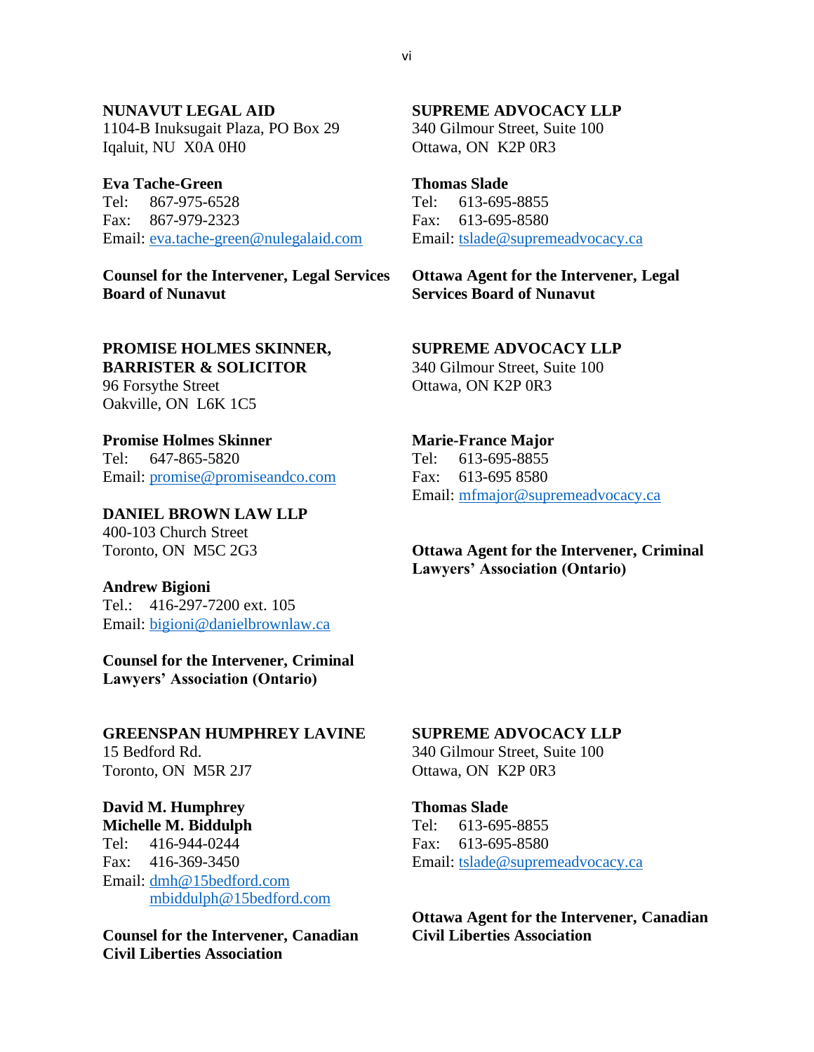**NUNAVUT LEGAL AID**
1104-B Inuksugait Plaza, PO Box 29
Iqaluit, NU X0A 0H0

**Eva Tache-Green**
Tel: 867-975-6528
Fax: 867-979-2323
Email: eva.tache-green@nulegalaid.com

**Counsel for the Intervener, Legal Services Board of Nunavut**

**SUPREME ADVOCACY LLP**
340 Gilmour Street, Suite 100
Ottawa, ON K2P 0R3

**Thomas Slade**
Tel: 613-695-8855
Fax: 613-695-8580
Email: tslade@supremeadvocacy.ca

**Ottawa Agent for the Intervener, Legal Services Board of Nunavut**

**PROMISE HOLMES SKINNER, BARRISTER & SOLICITOR**
96 Forsythe Street
Oakville, ON L6K 1C5

**Promise Holmes Skinner**
Tel: 647-865-5820
Email: promise@promiseandco.com

**DANIEL BROWN LAW LLP**
400-103 Church Street
Toronto, ON M5C 2G3

**Andrew Bigioni**
Tel.: 416-297-7200 ext. 105
Email: bigioni@danielbrownlaw.ca

**Counsel for the Intervener, Criminal Lawyers' Association (Ontario)**

**SUPREME ADVOCACY LLP**
340 Gilmour Street, Suite 100
Ottawa, ON K2P 0R3

**Marie-France Major**
Tel: 613-695-8855
Fax: 613-695 8580
Email: mfmajor@supremeadvocacy.ca

**Ottawa Agent for the Intervener, Criminal Lawyers' Association (Ontario)**

**GREENSPAN HUMPHREY LAVINE**
15 Bedford Rd.
Toronto, ON M5R 2J7

**David M. Humphrey**
**Michelle M. Biddulph**
Tel: 416-944-0244
Fax: 416-369-3450
Email: dmh@15bedford.com
mbiddulph@15bedford.com

**Counsel for the Intervener, Canadian Civil Liberties Association**

**SUPREME ADVOCACY LLP**
340 Gilmour Street, Suite 100
Ottawa, ON K2P 0R3

**Thomas Slade**
Tel: 613-695-8855
Fax: 613-695-8580
Email: tslade@supremeadvocacy.ca

**Ottawa Agent for the Intervener, Canadian Civil Liberties Association**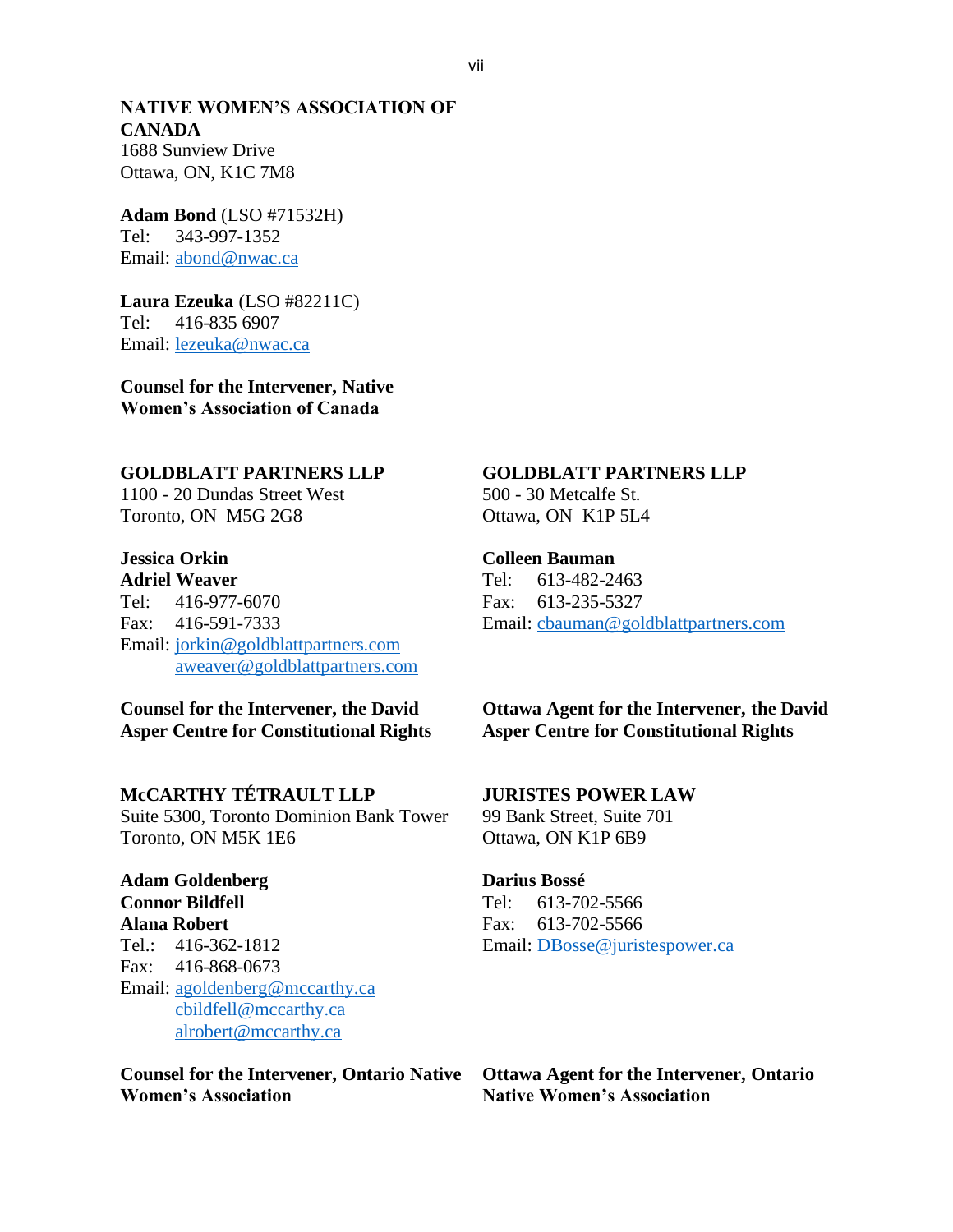**NATIVE WOMEN'S ASSOCIATION OF CANADA**
1688 Sunview Drive
Ottawa, ON, K1C 7M8

**Adam Bond** (LSO #71532H)
Tel: 343-997-1352
Email: abond@nwac.ca

**Laura Ezeuka** (LSO #82211C)
Tel: 416-835 6907
Email: lezeuka@nwac.ca

**Counsel for the Intervener, Native Women's Association of Canada**

**GOLDBLATT PARTNERS LLP**
1100 - 20 Dundas Street West
Toronto, ON M5G 2G8

**Jessica Orkin**
**Adriel Weaver**
Tel: 416-977-6070
Fax: 416-591-7333
Email: jorkin@goldblattpartners.com
aweaver@goldblattpartners.com

**Counsel for the Intervener, the David Asper Centre for Constitutional Rights**

**GOLDBLATT PARTNERS LLP**
500 - 30 Metcalfe St.
Ottawa, ON K1P 5L4

**Colleen Bauman**
Tel: 613-482-2463
Fax: 613-235-5327
Email: cbauman@goldblattpartners.com

**Ottawa Agent for the Intervener, the David Asper Centre for Constitutional Rights**

**McCARTHY TÉTRAULT LLP**
Suite 5300, Toronto Dominion Bank Tower
Toronto, ON M5K 1E6

**Adam Goldenberg**
**Connor Bildfell**
**Alana Robert**
Tel.: 416-362-1812
Fax: 416-868-0673
Email: agoldenberg@mccarthy.ca
cbildfell@mccarthy.ca
alrobert@mccarthy.ca

**Counsel for the Intervener, Ontario Native Women's Association**

**JURISTES POWER LAW**
99 Bank Street, Suite 701
Ottawa, ON K1P 6B9

**Darius Bossé**
Tel: 613-702-5566
Fax: 613-702-5566
Email: DBosse@juristespower.ca

**Ottawa Agent for the Intervener, Ontario Native Women's Association**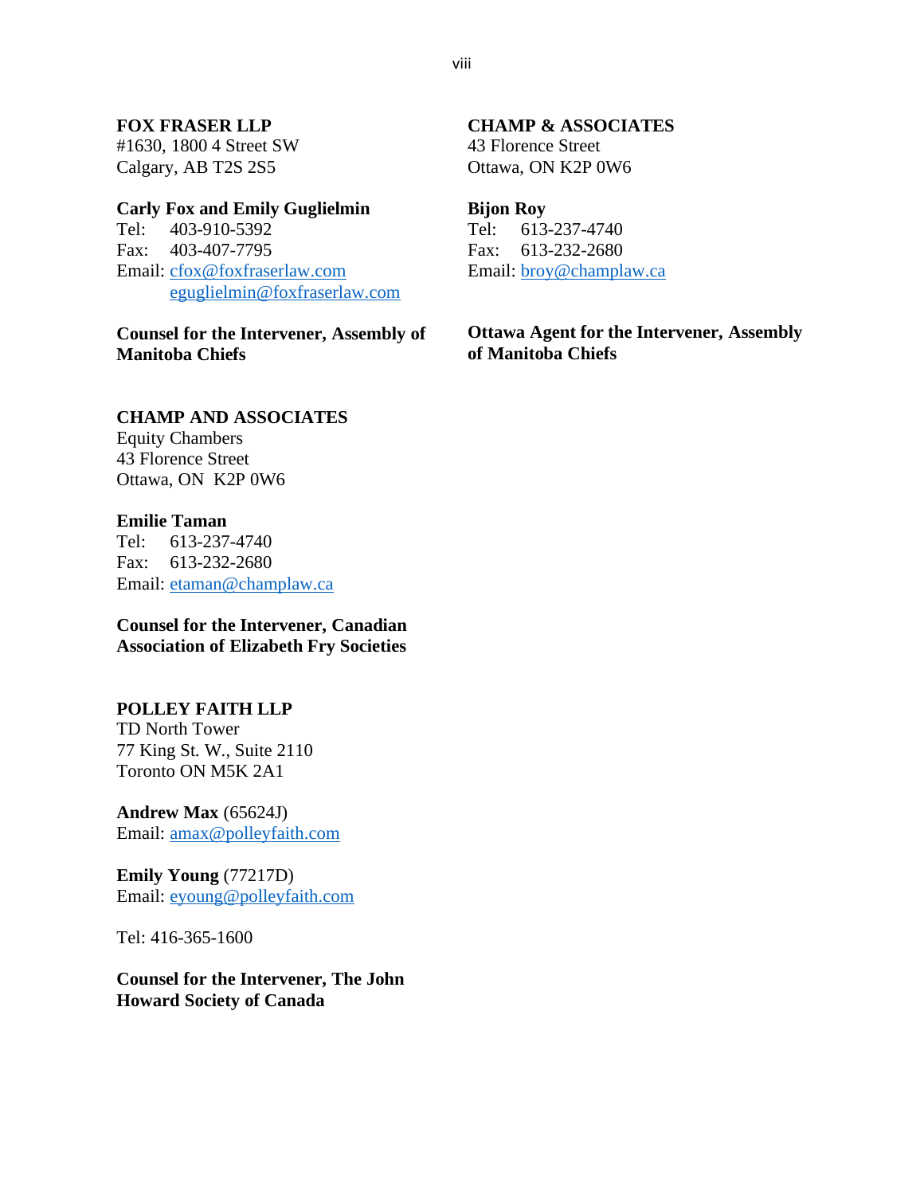**FOX FRASER LLP**
#1630, 1800 4 Street SW
Calgary, AB T2S 2S5

**Carly Fox and Emily Guglielmin**
Tel: 403-910-5392
Fax: 403-407-7795
Email: cfox@foxfraserlaw.com
eguglielmin@foxfraserlaw.com

**Counsel for the Intervener, Assembly of Manitoba Chiefs**

**CHAMP & ASSOCIATES**
43 Florence Street
Ottawa, ON K2P 0W6

**Bijon Roy**
Tel: 613-237-4740
Fax: 613-232-2680
Email: broy@champlaw.ca

**Ottawa Agent for the Intervener, Assembly of Manitoba Chiefs**

**CHAMP AND ASSOCIATES**
Equity Chambers
43 Florence Street
Ottawa, ON K2P 0W6

**Emilie Taman**
Tel: 613-237-4740
Fax: 613-232-2680
Email: etaman@champlaw.ca

**Counsel for the Intervener, Canadian Association of Elizabeth Fry Societies**

**POLLEY FAITH LLP**
TD North Tower
77 King St. W., Suite 2110
Toronto ON M5K 2A1

**Andrew Max** (65624J)
Email: amax@polleyfaith.com

**Emily Young** (77217D)
Email: eyoung@polleyfaith.com

Tel: 416-365-1600

**Counsel for the Intervener, The John Howard Society of Canada**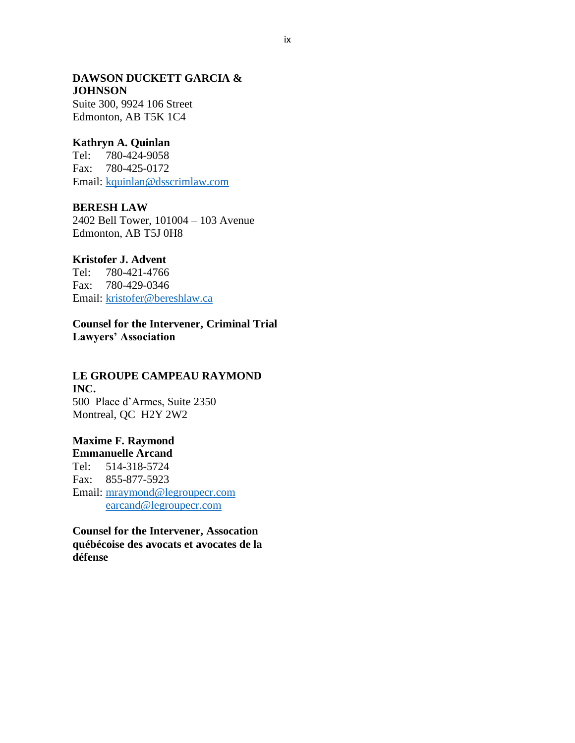**DAWSON DUCKETT GARCIA & JOHNSON**
Suite 300, 9924 106 Street
Edmonton, AB T5K 1C4

**Kathryn A. Quinlan**
Tel: 780-424-9058
Fax: 780-425-0172
Email: kquinlan@dsscrimlaw.com

**BERESH LAW**
2402 Bell Tower, 101004 – 103 Avenue
Edmonton, AB T5J 0H8

**Kristofer J. Advent**
Tel: 780-421-4766
Fax: 780-429-0346
Email: kristofer@bereshlaw.ca

**Counsel for the Intervener, Criminal Trial Lawyers' Association**

**LE GROUPE CAMPEAU RAYMOND INC.**
500 Place d'Armes, Suite 2350
Montreal, QC H2Y 2W2

**Maxime F. Raymond**
**Emmanuelle Arcand**
Tel: 514-318-5724
Fax: 855-877-5923
Email: mraymond@legroupecr.com
earcand@legroupecr.com

**Counsel for the Intervener, Assocation québécoise des avocats et avocates de la défense**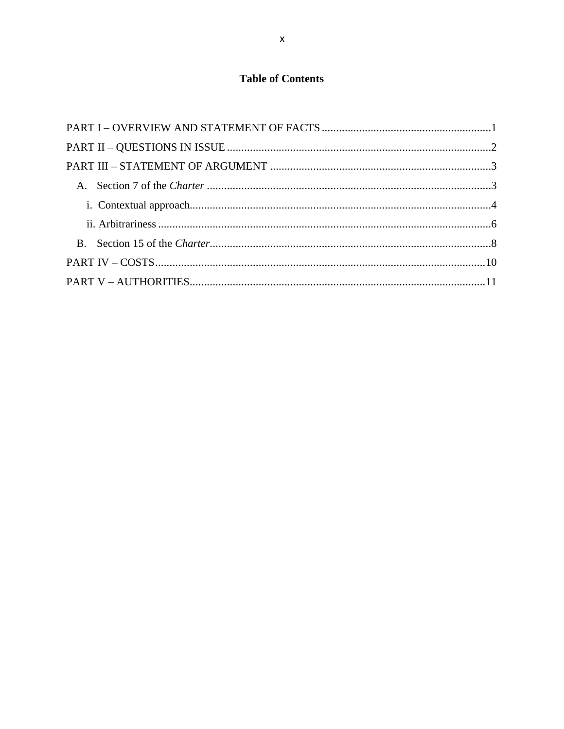# Table of Contents

PART I – OVERVIEW AND STATEMENT OF FACTS ........................................................... 1

PART II – QUESTIONS IN ISSUE ........................................................................................... 2

PART III – STATEMENT OF ARGUMENT ............................................................................. 3

- A. Section 7 of the *Charter* ................................................................................................... 3
  - i. Contextual approach ........................................................................................................ 4
  - ii. Arbitrariness ................................................................................................................... 6
- B. Section 15 of the *Charter* ................................................................................................. 8

PART IV – COSTS ................................................................................................................... 10

PART V – AUTHORITIES ....................................................................................................... 11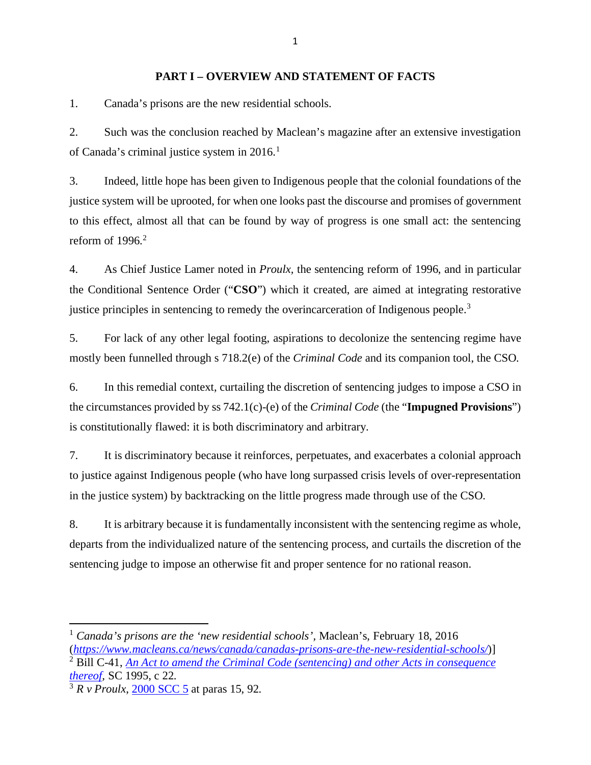## PART I – OVERVIEW AND STATEMENT OF FACTS

1. Canada's prisons are the new residential schools.

2. Such was the conclusion reached by Maclean's magazine after an extensive investigation of Canada's criminal justice system in 2016.[1]

3. Indeed, little hope has been given to Indigenous people that the colonial foundations of the justice system will be uprooted, for when one looks past the discourse and promises of government to this effect, almost all that can be found by way of progress is one small act: the sentencing reform of 1996.[2]

4. As Chief Justice Lamer noted in *Proulx,* the sentencing reform of 1996, and in particular the Conditional Sentence Order ("**CSO**") which it created, are aimed at integrating restorative justice principles in sentencing to remedy the overincarceration of Indigenous people.[3]

5. For lack of any other legal footing, aspirations to decolonize the sentencing regime have mostly been funnelled through s 718.2(e) of the *Criminal Code* and its companion tool, the CSO.

6. In this remedial context, curtailing the discretion of sentencing judges to impose a CSO in the circumstances provided by ss 742.1(c)-(e) of the *Criminal Code* (the "**Impugned Provisions**") is constitutionally flawed: it is both discriminatory and arbitrary.

7. It is discriminatory because it reinforces, perpetuates, and exacerbates a colonial approach to justice against Indigenous people (who have long surpassed crisis levels of over-representation in the justice system) by backtracking on the little progress made through use of the CSO.

8. It is arbitrary because it is fundamentally inconsistent with the sentencing regime as whole, departs from the individualized nature of the sentencing process, and curtails the discretion of the sentencing judge to impose an otherwise fit and proper sentence for no rational reason.

---

[1] *Canada's prisons are the 'new residential schools'*, Maclean's, February 18, 2016 (*https://www.macleans.ca/news/canada/canadas-prisons-are-the-new-residential-schools/*)]

[2] Bill C-41, *An Act to amend the Criminal Code (sentencing) and other Acts in consequence thereof*, SC 1995, c 22.

[3] *R v Proulx*, 2000 SCC 5 at paras 15, 92.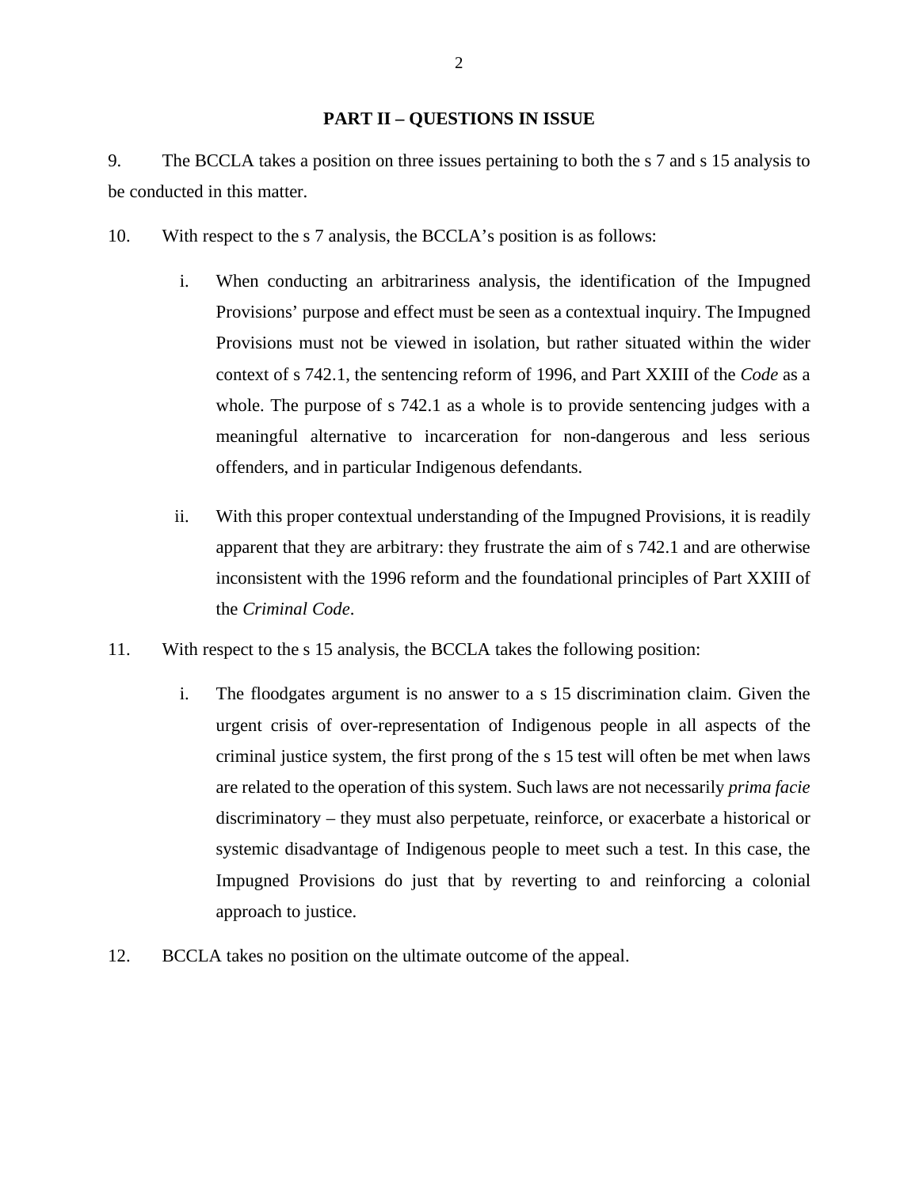## PART II – QUESTIONS IN ISSUE

9. The BCCLA takes a position on three issues pertaining to both the s 7 and s 15 analysis to be conducted in this matter.

10. With respect to the s 7 analysis, the BCCLA's position is as follows:

   i. When conducting an arbitrariness analysis, the identification of the Impugned Provisions' purpose and effect must be seen as a contextual inquiry. The Impugned Provisions must not be viewed in isolation, but rather situated within the wider context of s 742.1, the sentencing reform of 1996, and Part XXIII of the *Code* as a whole. The purpose of s 742.1 as a whole is to provide sentencing judges with a meaningful alternative to incarceration for non-dangerous and less serious offenders, and in particular Indigenous defendants.

   ii. With this proper contextual understanding of the Impugned Provisions, it is readily apparent that they are arbitrary: they frustrate the aim of s 742.1 and are otherwise inconsistent with the 1996 reform and the foundational principles of Part XXIII of the *Criminal Code*.

11. With respect to the s 15 analysis, the BCCLA takes the following position:

   i. The floodgates argument is no answer to a s 15 discrimination claim. Given the urgent crisis of over-representation of Indigenous people in all aspects of the criminal justice system, the first prong of the s 15 test will often be met when laws are related to the operation of this system. Such laws are not necessarily *prima facie* discriminatory – they must also perpetuate, reinforce, or exacerbate a historical or systemic disadvantage of Indigenous people to meet such a test. In this case, the Impugned Provisions do just that by reverting to and reinforcing a colonial approach to justice.

12. BCCLA takes no position on the ultimate outcome of the appeal.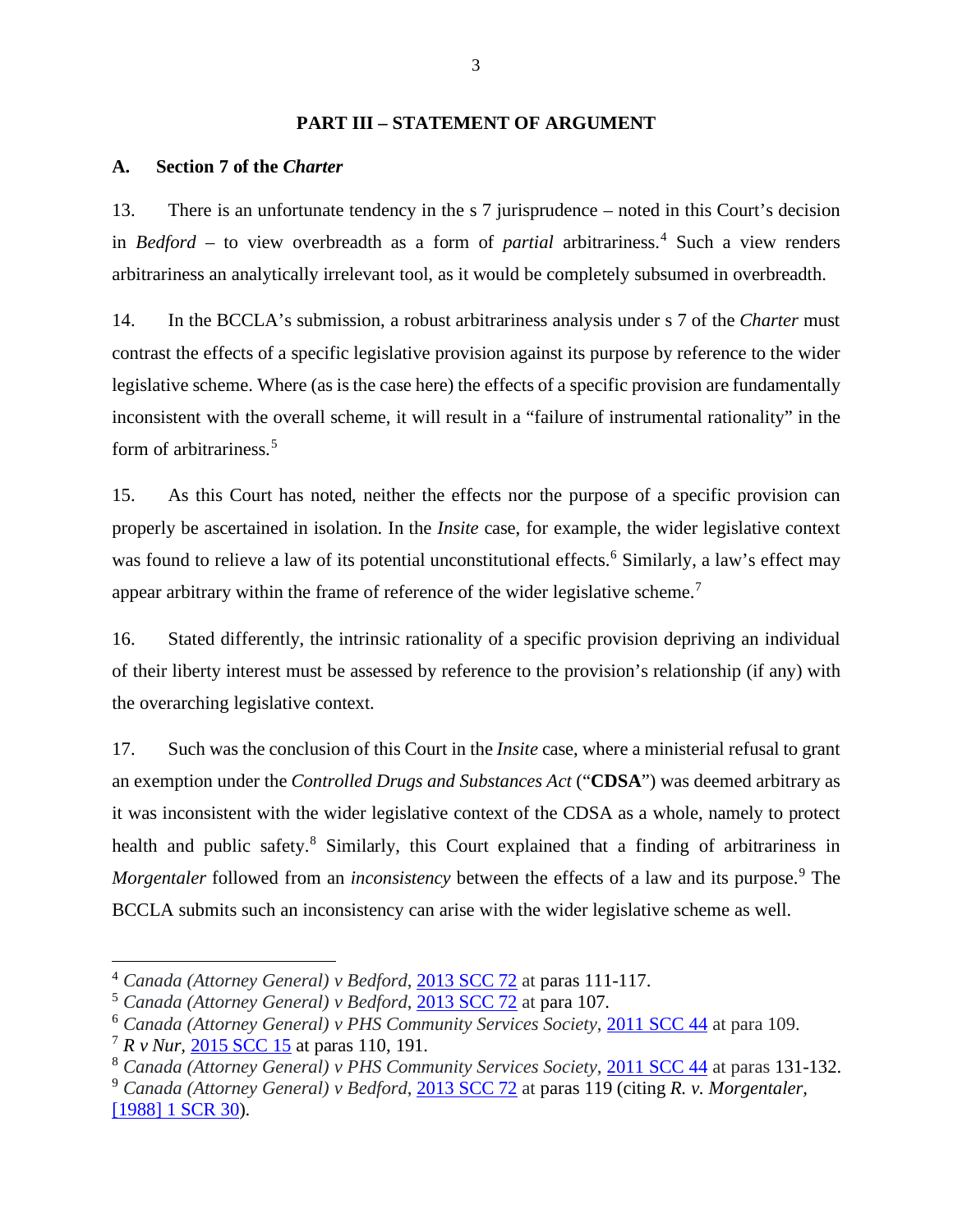## PART III – STATEMENT OF ARGUMENT

### A. Section 7 of the *Charter*

13. There is an unfortunate tendency in the s 7 jurisprudence – noted in this Court's decision in *Bedford* – to view overbreadth as a form of *partial* arbitrariness.[4] Such a view renders arbitrariness an analytically irrelevant tool, as it would be completely subsumed in overbreadth.

14. In the BCCLA's submission, a robust arbitrariness analysis under s 7 of the *Charter* must contrast the effects of a specific legislative provision against its purpose by reference to the wider legislative scheme. Where (as is the case here) the effects of a specific provision are fundamentally inconsistent with the overall scheme, it will result in a "failure of instrumental rationality" in the form of arbitrariness.[5]

15. As this Court has noted, neither the effects nor the purpose of a specific provision can properly be ascertained in isolation. In the *Insite* case, for example, the wider legislative context was found to relieve a law of its potential unconstitutional effects.[6] Similarly, a law's effect may appear arbitrary within the frame of reference of the wider legislative scheme.[7]

16. Stated differently, the intrinsic rationality of a specific provision depriving an individual of their liberty interest must be assessed by reference to the provision's relationship (if any) with the overarching legislative context.

17. Such was the conclusion of this Court in the *Insite* case, where a ministerial refusal to grant an exemption under the *Controlled Drugs and Substances Act* ("**CDSA**") was deemed arbitrary as it was inconsistent with the wider legislative context of the CDSA as a whole, namely to protect health and public safety.[8] Similarly, this Court explained that a finding of arbitrariness in *Morgentaler* followed from an *inconsistency* between the effects of a law and its purpose.[9] The BCCLA submits such an inconsistency can arise with the wider legislative scheme as well.

---

[4] *Canada (Attorney General) v Bedford*, 2013 SCC 72 at paras 111-117.
[5] *Canada (Attorney General) v Bedford*, 2013 SCC 72 at para 107.
[6] *Canada (Attorney General) v PHS Community Services Society*, 2011 SCC 44 at para 109.
[7] *R v Nur*, 2015 SCC 15 at paras 110, 191.
[8] *Canada (Attorney General) v PHS Community Services Society*, 2011 SCC 44 at paras 131-132.
[9] *Canada (Attorney General) v Bedford*, 2013 SCC 72 at paras 119 (citing *R. v. Morgentaler*, [1988] 1 SCR 30).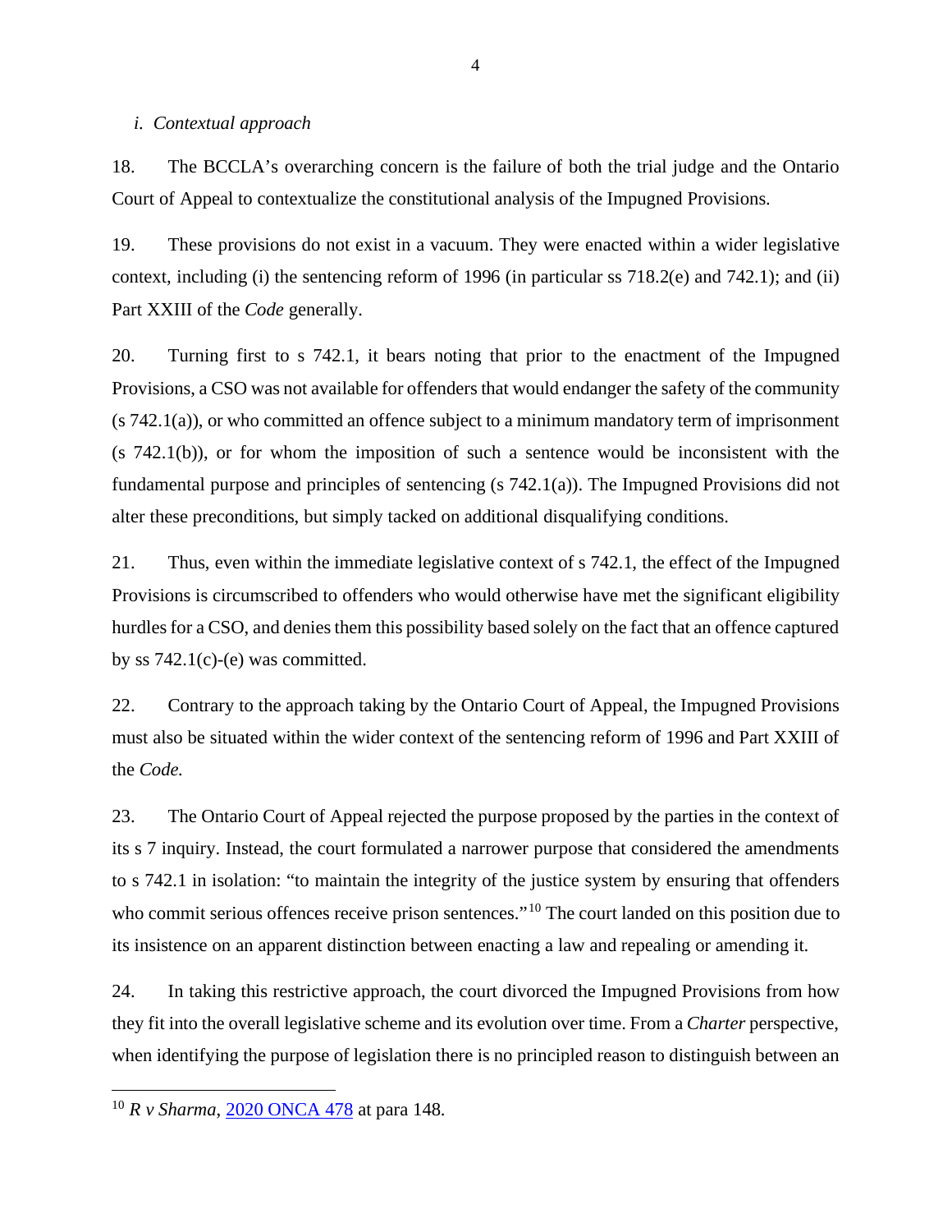*i. Contextual approach*

18. The BCCLA's overarching concern is the failure of both the trial judge and the Ontario Court of Appeal to contextualize the constitutional analysis of the Impugned Provisions.

19. These provisions do not exist in a vacuum. They were enacted within a wider legislative context, including (i) the sentencing reform of 1996 (in particular ss 718.2(e) and 742.1); and (ii) Part XXIII of the *Code* generally.

20. Turning first to s 742.1, it bears noting that prior to the enactment of the Impugned Provisions, a CSO was not available for offenders that would endanger the safety of the community (s 742.1(a)), or who committed an offence subject to a minimum mandatory term of imprisonment (s 742.1(b)), or for whom the imposition of such a sentence would be inconsistent with the fundamental purpose and principles of sentencing (s 742.1(a)). The Impugned Provisions did not alter these preconditions, but simply tacked on additional disqualifying conditions.

21. Thus, even within the immediate legislative context of s 742.1, the effect of the Impugned Provisions is circumscribed to offenders who would otherwise have met the significant eligibility hurdles for a CSO, and denies them this possibility based solely on the fact that an offence captured by ss 742.1(c)-(e) was committed.

22. Contrary to the approach taking by the Ontario Court of Appeal, the Impugned Provisions must also be situated within the wider context of the sentencing reform of 1996 and Part XXIII of the *Code.*

23. The Ontario Court of Appeal rejected the purpose proposed by the parties in the context of its s 7 inquiry. Instead, the court formulated a narrower purpose that considered the amendments to s 742.1 in isolation: "to maintain the integrity of the justice system by ensuring that offenders who commit serious offences receive prison sentences."[10] The court landed on this position due to its insistence on an apparent distinction between enacting a law and repealing or amending it.

24. In taking this restrictive approach, the court divorced the Impugned Provisions from how they fit into the overall legislative scheme and its evolution over time. From a *Charter* perspective, when identifying the purpose of legislation there is no principled reason to distinguish between an

---

[10] *R v Sharma*, 2020 ONCA 478 at para 148.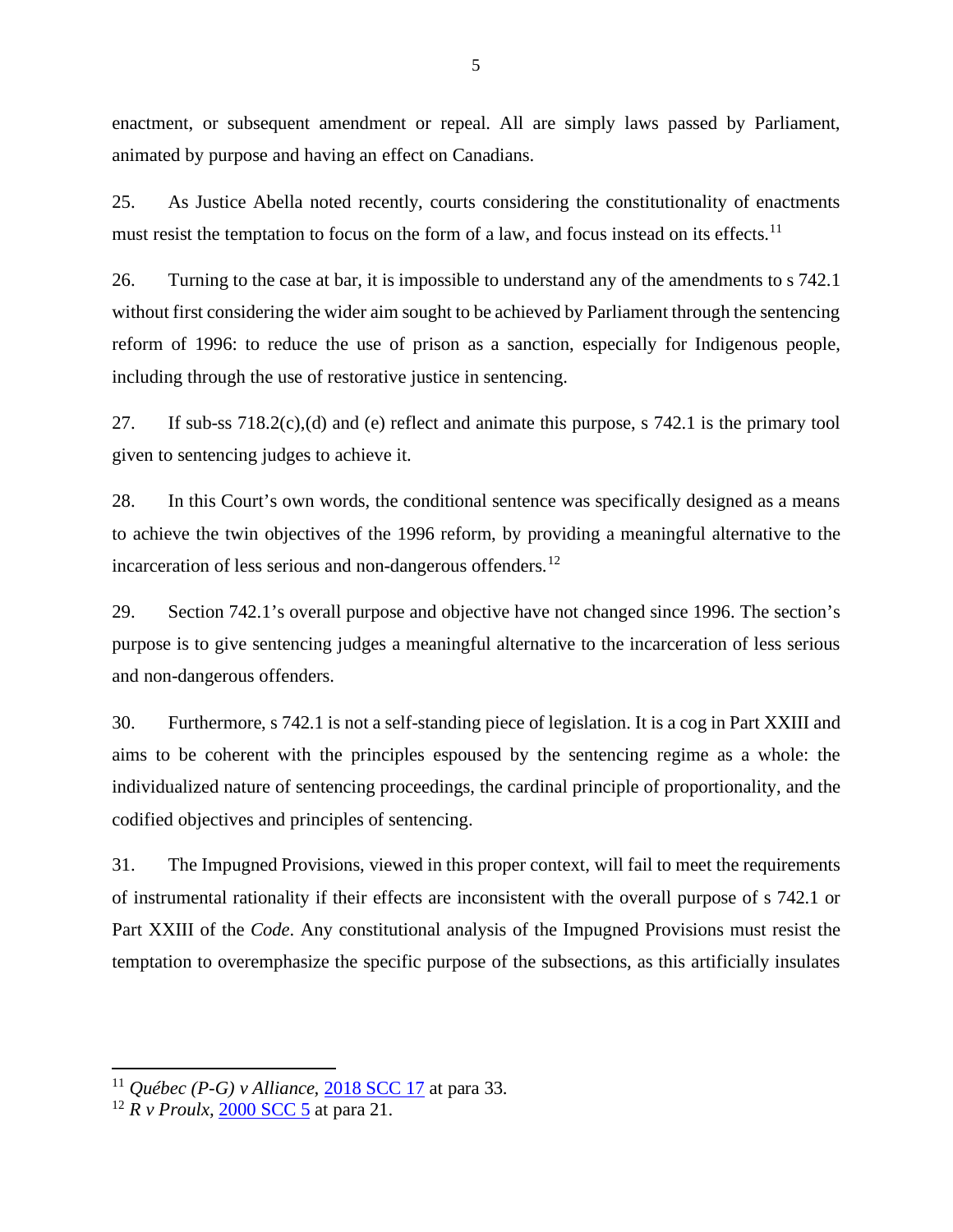enactment, or subsequent amendment or repeal. All are simply laws passed by Parliament, animated by purpose and having an effect on Canadians.

25. As Justice Abella noted recently, courts considering the constitutionality of enactments must resist the temptation to focus on the form of a law, and focus instead on its effects.[11]

26. Turning to the case at bar, it is impossible to understand any of the amendments to s 742.1 without first considering the wider aim sought to be achieved by Parliament through the sentencing reform of 1996: to reduce the use of prison as a sanction, especially for Indigenous people, including through the use of restorative justice in sentencing.

27. If sub-ss 718.2(c),(d) and (e) reflect and animate this purpose, s 742.1 is the primary tool given to sentencing judges to achieve it.

28. In this Court's own words, the conditional sentence was specifically designed as a means to achieve the twin objectives of the 1996 reform, by providing a meaningful alternative to the incarceration of less serious and non-dangerous offenders.[12]

29. Section 742.1's overall purpose and objective have not changed since 1996. The section's purpose is to give sentencing judges a meaningful alternative to the incarceration of less serious and non-dangerous offenders.

30. Furthermore, s 742.1 is not a self-standing piece of legislation. It is a cog in Part XXIII and aims to be coherent with the principles espoused by the sentencing regime as a whole: the individualized nature of sentencing proceedings, the cardinal principle of proportionality, and the codified objectives and principles of sentencing.

31. The Impugned Provisions, viewed in this proper context, will fail to meet the requirements of instrumental rationality if their effects are inconsistent with the overall purpose of s 742.1 or Part XXIII of the *Code*. Any constitutional analysis of the Impugned Provisions must resist the temptation to overemphasize the specific purpose of the subsections, as this artificially insulates

---

[11] *Québec (P-G) v Alliance,* 2018 SCC 17 at para 33.

[12] *R v Proulx,* 2000 SCC 5 at para 21.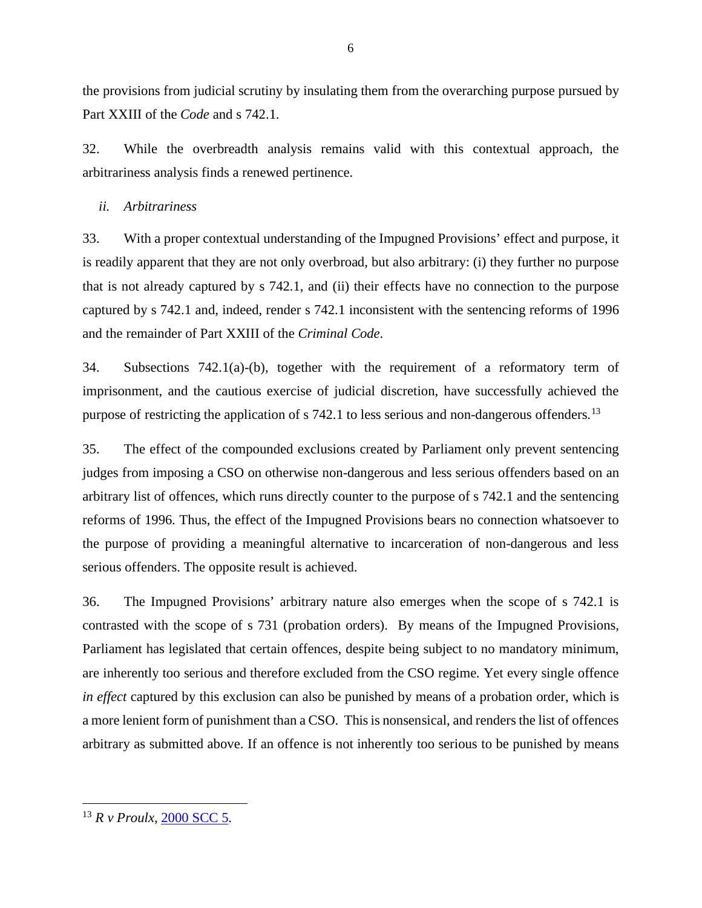the provisions from judicial scrutiny by insulating them from the overarching purpose pursued by Part XXIII of the *Code* and s 742.1.

32. While the overbreadth analysis remains valid with this contextual approach, the arbitrariness analysis finds a renewed pertinence.

*ii. Arbitrariness*

33. With a proper contextual understanding of the Impugned Provisions' effect and purpose, it is readily apparent that they are not only overbroad, but also arbitrary: (i) they further no purpose that is not already captured by s 742.1, and (ii) their effects have no connection to the purpose captured by s 742.1 and, indeed, render s 742.1 inconsistent with the sentencing reforms of 1996 and the remainder of Part XXIII of the *Criminal Code*.

34. Subsections 742.1(a)-(b), together with the requirement of a reformatory term of imprisonment, and the cautious exercise of judicial discretion, have successfully achieved the purpose of restricting the application of s 742.1 to less serious and non-dangerous offenders.[13]

35. The effect of the compounded exclusions created by Parliament only prevent sentencing judges from imposing a CSO on otherwise non-dangerous and less serious offenders based on an arbitrary list of offences, which runs directly counter to the purpose of s 742.1 and the sentencing reforms of 1996. Thus, the effect of the Impugned Provisions bears no connection whatsoever to the purpose of providing a meaningful alternative to incarceration of non-dangerous and less serious offenders. The opposite result is achieved.

36. The Impugned Provisions' arbitrary nature also emerges when the scope of s 742.1 is contrasted with the scope of s 731 (probation orders). By means of the Impugned Provisions, Parliament has legislated that certain offences, despite being subject to no mandatory minimum, are inherently too serious and therefore excluded from the CSO regime. Yet every single offence *in effect* captured by this exclusion can also be punished by means of a probation order, which is a more lenient form of punishment than a CSO. This is nonsensical, and renders the list of offences arbitrary as submitted above. If an offence is not inherently too serious to be punished by means

---

[13] *R v Proulx*, 2000 SCC 5.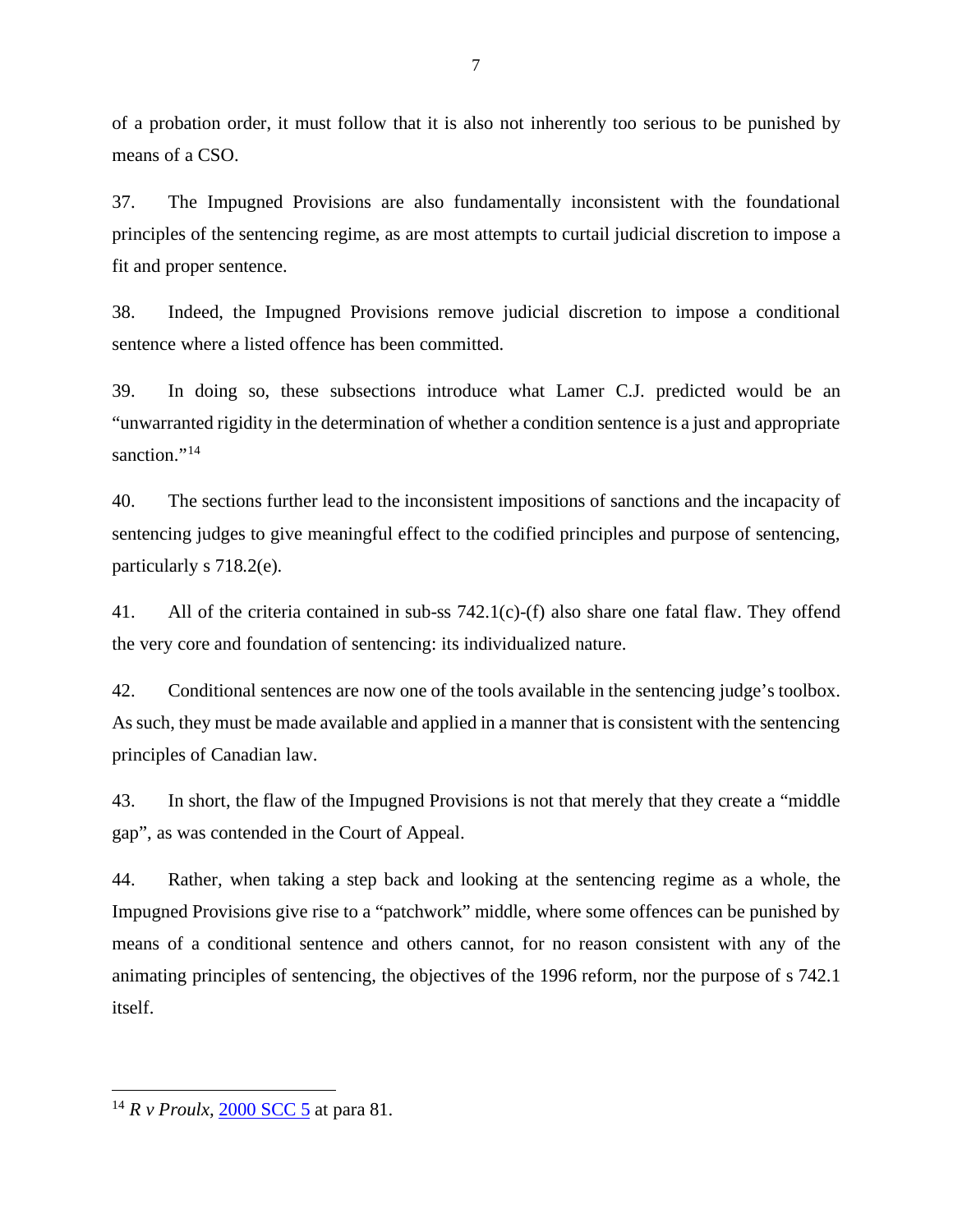of a probation order, it must follow that it is also not inherently too serious to be punished by means of a CSO.

37. The Impugned Provisions are also fundamentally inconsistent with the foundational principles of the sentencing regime, as are most attempts to curtail judicial discretion to impose a fit and proper sentence.

38. Indeed, the Impugned Provisions remove judicial discretion to impose a conditional sentence where a listed offence has been committed.

39. In doing so, these subsections introduce what Lamer C.J. predicted would be an "unwarranted rigidity in the determination of whether a condition sentence is a just and appropriate sanction."[14]

40. The sections further lead to the inconsistent impositions of sanctions and the incapacity of sentencing judges to give meaningful effect to the codified principles and purpose of sentencing, particularly s 718.2(e).

41. All of the criteria contained in sub-ss 742.1(c)-(f) also share one fatal flaw. They offend the very core and foundation of sentencing: its individualized nature.

42. Conditional sentences are now one of the tools available in the sentencing judge's toolbox. As such, they must be made available and applied in a manner that is consistent with the sentencing principles of Canadian law.

43. In short, the flaw of the Impugned Provisions is not that merely that they create a "middle gap", as was contended in the Court of Appeal.

44. Rather, when taking a step back and looking at the sentencing regime as a whole, the Impugned Provisions give rise to a "patchwork" middle, where some offences can be punished by means of a conditional sentence and others cannot, for no reason consistent with any of the animating principles of sentencing, the objectives of the 1996 reform, nor the purpose of s 742.1 itself.

---

[14] *R v Proulx,* 2000 SCC 5 at para 81.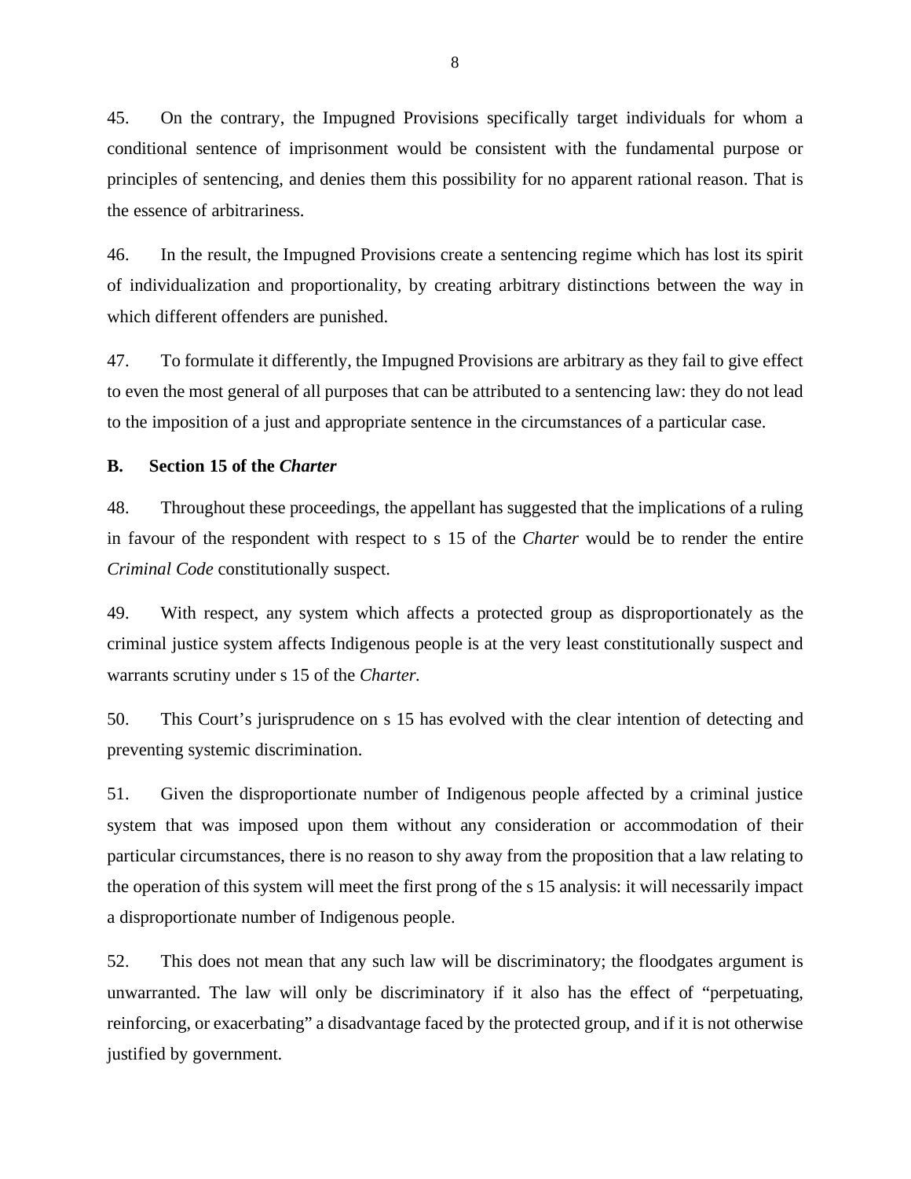45. On the contrary, the Impugned Provisions specifically target individuals for whom a conditional sentence of imprisonment would be consistent with the fundamental purpose or principles of sentencing, and denies them this possibility for no apparent rational reason. That is the essence of arbitrariness.

46. In the result, the Impugned Provisions create a sentencing regime which has lost its spirit of individualization and proportionality, by creating arbitrary distinctions between the way in which different offenders are punished.

47. To formulate it differently, the Impugned Provisions are arbitrary as they fail to give effect to even the most general of all purposes that can be attributed to a sentencing law: they do not lead to the imposition of a just and appropriate sentence in the circumstances of a particular case.

### B. Section 15 of the *Charter*

48. Throughout these proceedings, the appellant has suggested that the implications of a ruling in favour of the respondent with respect to s 15 of the *Charter* would be to render the entire *Criminal Code* constitutionally suspect.

49. With respect, any system which affects a protected group as disproportionately as the criminal justice system affects Indigenous people is at the very least constitutionally suspect and warrants scrutiny under s 15 of the *Charter*.

50. This Court's jurisprudence on s 15 has evolved with the clear intention of detecting and preventing systemic discrimination.

51. Given the disproportionate number of Indigenous people affected by a criminal justice system that was imposed upon them without any consideration or accommodation of their particular circumstances, there is no reason to shy away from the proposition that a law relating to the operation of this system will meet the first prong of the s 15 analysis: it will necessarily impact a disproportionate number of Indigenous people.

52. This does not mean that any such law will be discriminatory; the floodgates argument is unwarranted. The law will only be discriminatory if it also has the effect of "perpetuating, reinforcing, or exacerbating" a disadvantage faced by the protected group, and if it is not otherwise justified by government.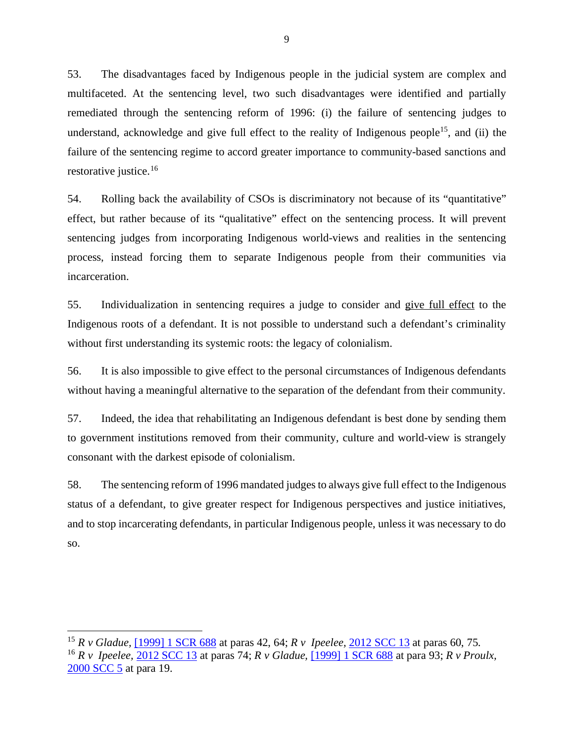53. The disadvantages faced by Indigenous people in the judicial system are complex and multifaceted. At the sentencing level, two such disadvantages were identified and partially remediated through the sentencing reform of 1996: (i) the failure of sentencing judges to understand, acknowledge and give full effect to the reality of Indigenous people[15], and (ii) the failure of the sentencing regime to accord greater importance to community-based sanctions and restorative justice.[16]

54. Rolling back the availability of CSOs is discriminatory not because of its "quantitative" effect, but rather because of its "qualitative" effect on the sentencing process. It will prevent sentencing judges from incorporating Indigenous world-views and realities in the sentencing process, instead forcing them to separate Indigenous people from their communities via incarceration.

55. Individualization in sentencing requires a judge to consider and <u>give full effect</u> to the Indigenous roots of a defendant. It is not possible to understand such a defendant's criminality without first understanding its systemic roots: the legacy of colonialism.

56. It is also impossible to give effect to the personal circumstances of Indigenous defendants without having a meaningful alternative to the separation of the defendant from their community.

57. Indeed, the idea that rehabilitating an Indigenous defendant is best done by sending them to government institutions removed from their community, culture and world-view is strangely consonant with the darkest episode of colonialism.

58. The sentencing reform of 1996 mandated judges to always give full effect to the Indigenous status of a defendant, to give greater respect for Indigenous perspectives and justice initiatives, and to stop incarcerating defendants, in particular Indigenous people, unless it was necessary to do so.

---

[15] *R v Gladue*, [[1999] 1 SCR 688]() at paras 42, 64; *R v Ipeelee*, [2012 SCC 13]() at paras 60, 75.

[16] *R v Ipeelee*, [2012 SCC 13]() at paras 74; *R v Gladue*, [[1999] 1 SCR 688]() at para 93; *R v Proulx*, [2000 SCC 5]() at para 19.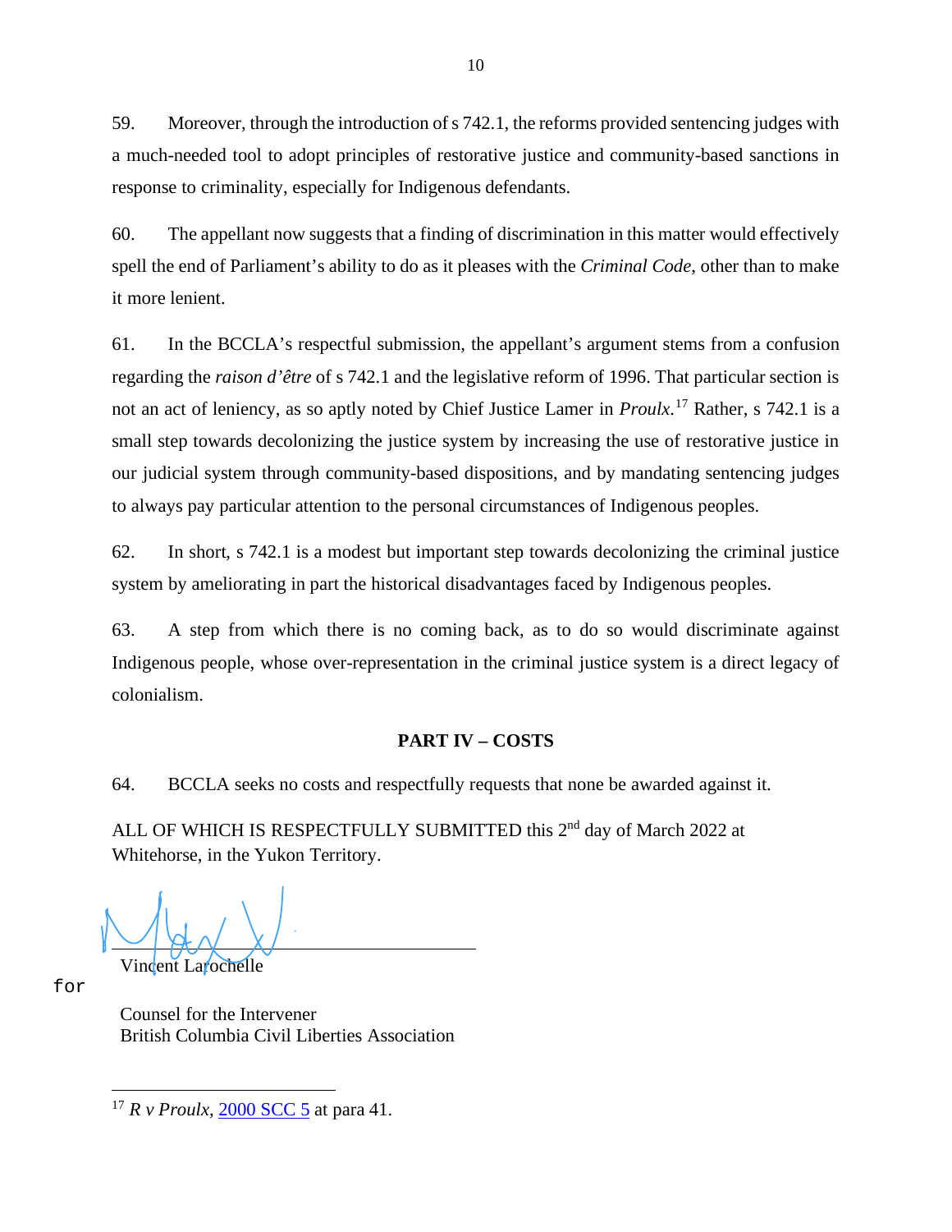59. Moreover, through the introduction of s 742.1, the reforms provided sentencing judges with a much-needed tool to adopt principles of restorative justice and community-based sanctions in response to criminality, especially for Indigenous defendants.

60. The appellant now suggests that a finding of discrimination in this matter would effectively spell the end of Parliament's ability to do as it pleases with the *Criminal Code*, other than to make it more lenient.

61. In the BCCLA's respectful submission, the appellant's argument stems from a confusion regarding the *raison d'être* of s 742.1 and the legislative reform of 1996. That particular section is not an act of leniency, as so aptly noted by Chief Justice Lamer in *Proulx*.[17] Rather, s 742.1 is a small step towards decolonizing the justice system by increasing the use of restorative justice in our judicial system through community-based dispositions, and by mandating sentencing judges to always pay particular attention to the personal circumstances of Indigenous peoples.

62. In short, s 742.1 is a modest but important step towards decolonizing the criminal justice system by ameliorating in part the historical disadvantages faced by Indigenous peoples.

63. A step from which there is no coming back, as to do so would discriminate against Indigenous people, whose over-representation in the criminal justice system is a direct legacy of colonialism.

## PART IV – COSTS

64. BCCLA seeks no costs and respectfully requests that none be awarded against it.

ALL OF WHICH IS RESPECTFULLY SUBMITTED this 2nd day of March 2022 at Whitehorse, in the Yukon Territory.

for

Vincent Larochelle

Counsel for the Intervener
British Columbia Civil Liberties Association

---

[17] *R v Proulx*, 2000 SCC 5 at para 41.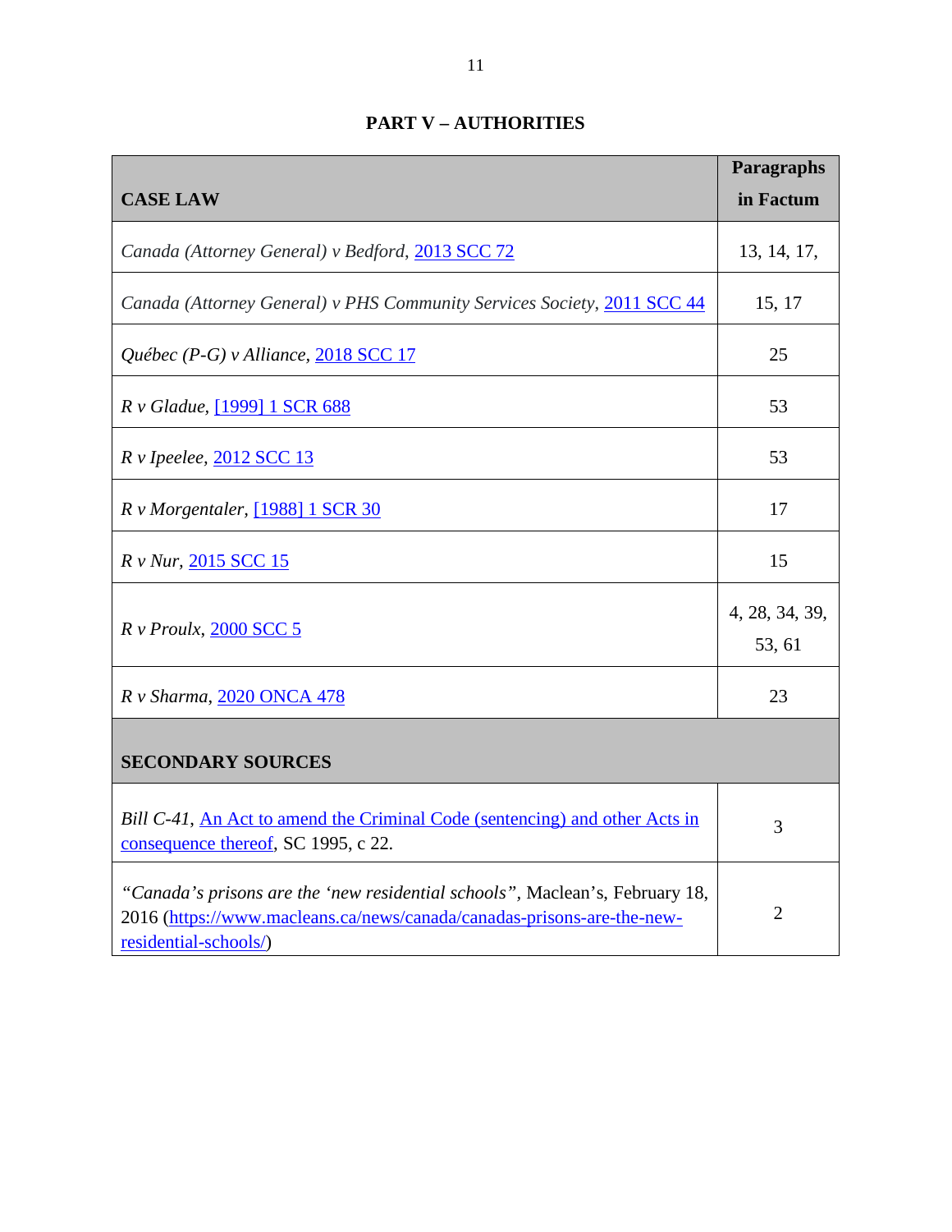## PART V – AUTHORITIES

| CASE LAW | Paragraphs in Factum |
|---|---|
| *Canada (Attorney General) v Bedford*, 2013 SCC 72 | 13, 14, 17, |
| *Canada (Attorney General) v PHS Community Services Society*, 2011 SCC 44 | 15, 17 |
| *Québec (P-G) v Alliance*, 2018 SCC 17 | 25 |
| *R v Gladue*, [1999] 1 SCR 688 | 53 |
| *R v Ipeelee*, 2012 SCC 13 | 53 |
| *R v Morgentaler*, [1988] 1 SCR 30 | 17 |
| *R v Nur*, 2015 SCC 15 | 15 |
| *R v Proulx*, 2000 SCC 5 | 4, 28, 34, 39, 53, 61 |
| *R v Sharma*, 2020 ONCA 478 | 23 |
| **SECONDARY SOURCES** | |
| *Bill C-41*, An Act to amend the Criminal Code (sentencing) and other Acts in consequence thereof, SC 1995, c 22. | 3 |
| *"Canada's prisons are the 'new residential schools"*, Maclean's, February 18, 2016 (https://www.macleans.ca/news/canada/canadas-prisons-are-the-new-residential-schools/) | 2 |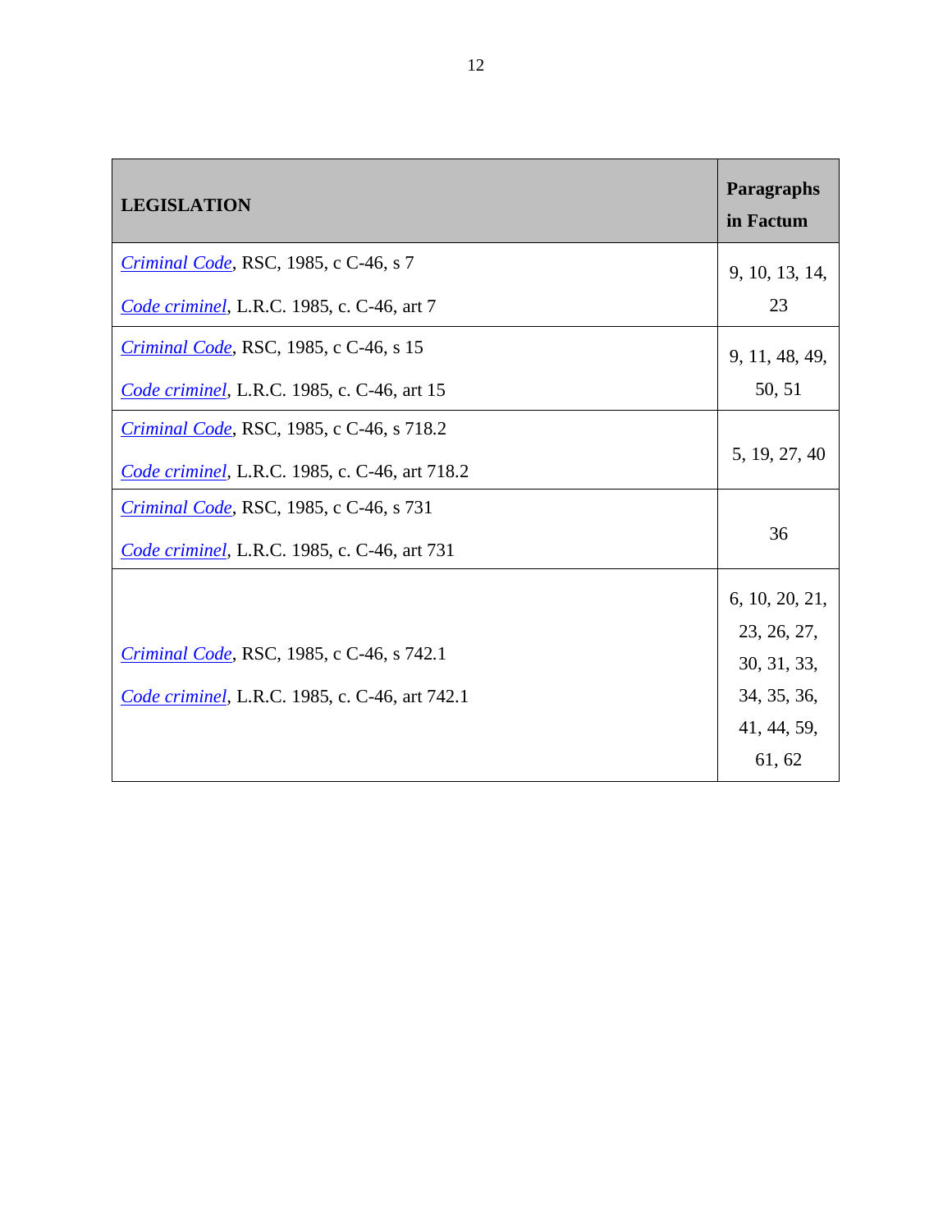| **LEGISLATION** | **Paragraphs in Factum** |
|---|---|
| *Criminal Code*, RSC, 1985, c C-46, s 7<br><br>*Code criminel*, L.R.C. 1985, c. C-46, art 7 | 9, 10, 13, 14, 23 |
| *Criminal Code*, RSC, 1985, c C-46, s 15<br><br>*Code criminel*, L.R.C. 1985, c. C-46, art 15 | 9, 11, 48, 49, 50, 51 |
| *Criminal Code*, RSC, 1985, c C-46, s 718.2<br><br>*Code criminel*, L.R.C. 1985, c. C-46, art 718.2 | 5, 19, 27, 40 |
| *Criminal Code*, RSC, 1985, c C-46, s 731<br><br>*Code criminel*, L.R.C. 1985, c. C-46, art 731 | 36 |
| *Criminal Code*, RSC, 1985, c C-46, s 742.1<br><br>*Code criminel*, L.R.C. 1985, c. C-46, art 742.1 | 6, 10, 20, 21, 23, 26, 27, 30, 31, 33, 34, 35, 36, 41, 44, 59, 61, 62 |